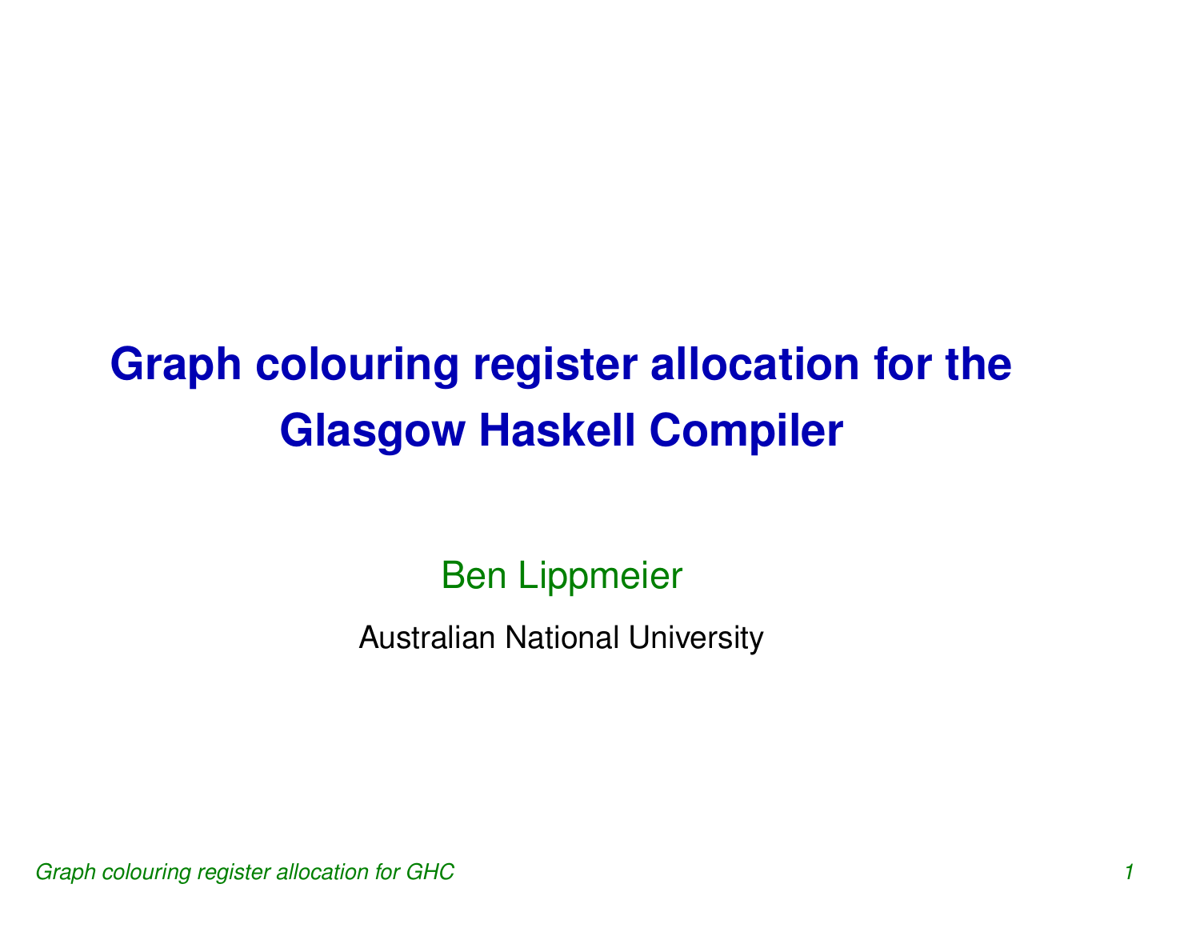# Graph colouring register allocation for the Glasgow Haskell Compiler

Ben Lippmeier

Australian National University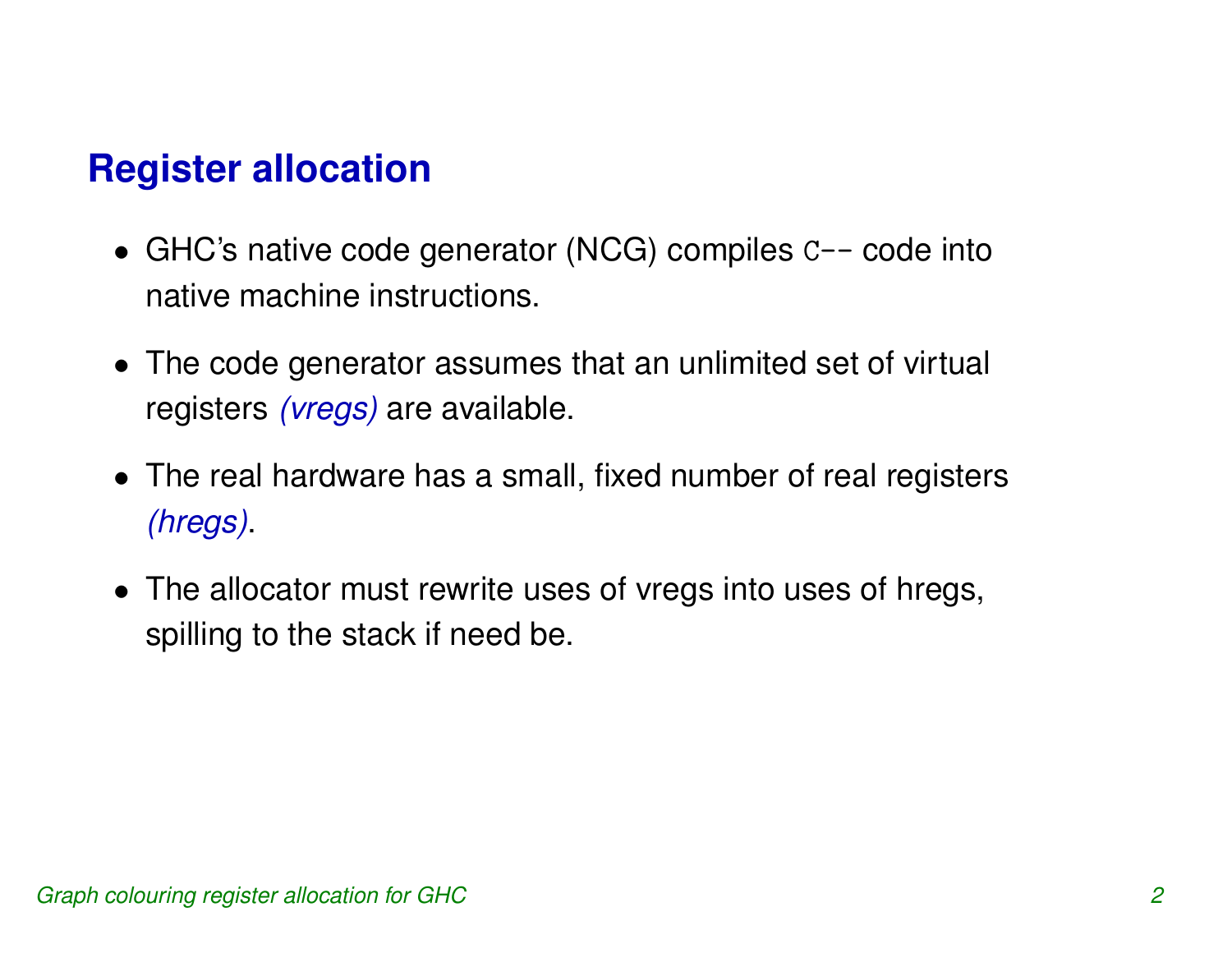## Register allocation

- GHC's native code generator (NCG) compiles `C--` code into native machine instructions.
- The code generator assumes that an unlimited set of virtual registers *(vregs)* are available.
- The real hardware has a small, fixed number of real registers *(hregs)*.
- The allocator must rewrite uses of vregs into uses of hregs, spilling to the stack if need be.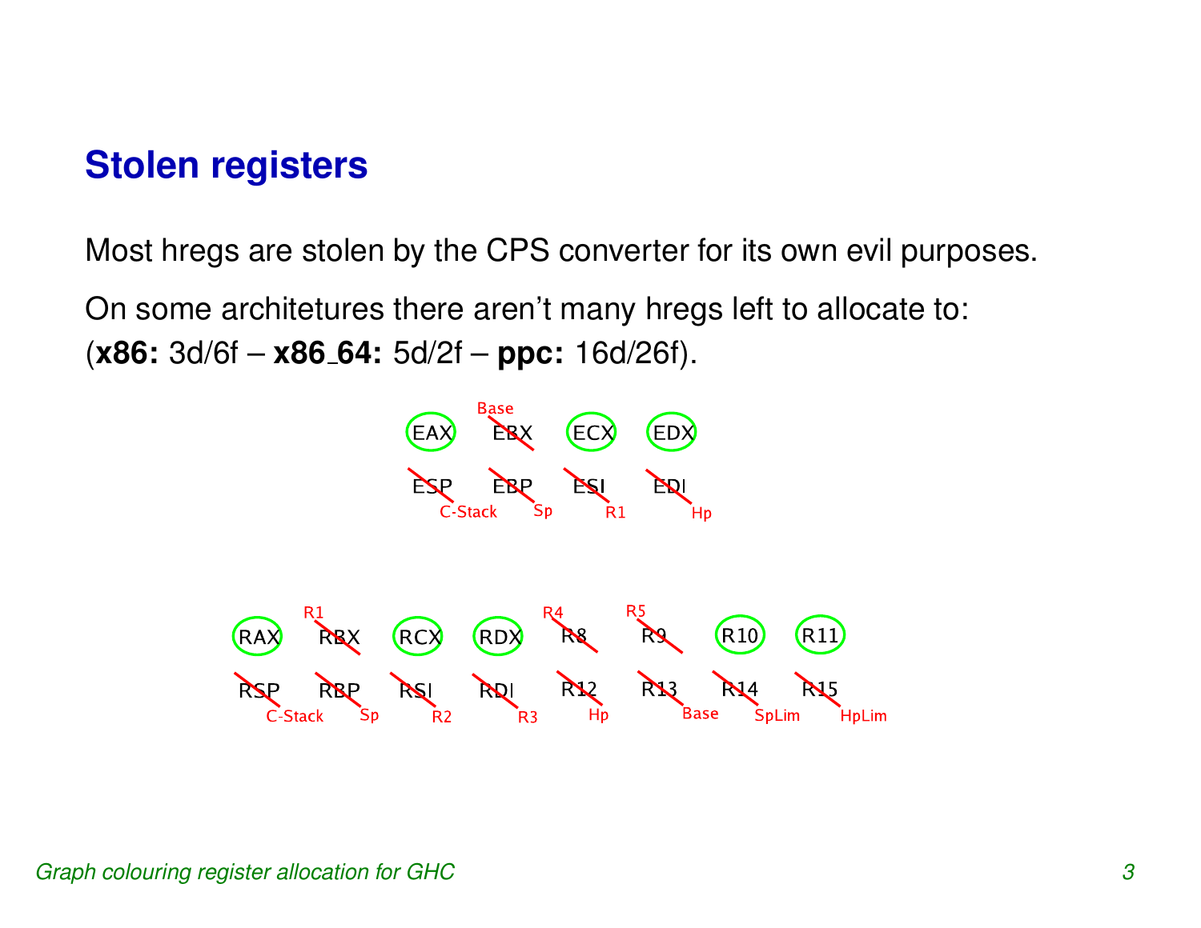## Stolen registers

Most hregs are stolen by the CPS converter for its own evil purposes.

On some architetures there aren't many hregs left to allocate to:
(**x86:** 3d/6f – **x86_64:** 5d/2f – **ppc:** 16d/26f).

EAX  EBX (Base)  ECX  EDX

ESP (C-Stack)  EBP (Sp)  ESI (R1)  EDI (Hp)

RAX  RBX (R1)  RCX  RDX  R8 (R4)  R9 (R5)  R10  R11

RSP (C-Stack)  RBP (Sp)  RSI (R2)  RDI (R3)  R12 (Hp)  R13 (Base)  R14 (SpLim)  R15 (HpLim)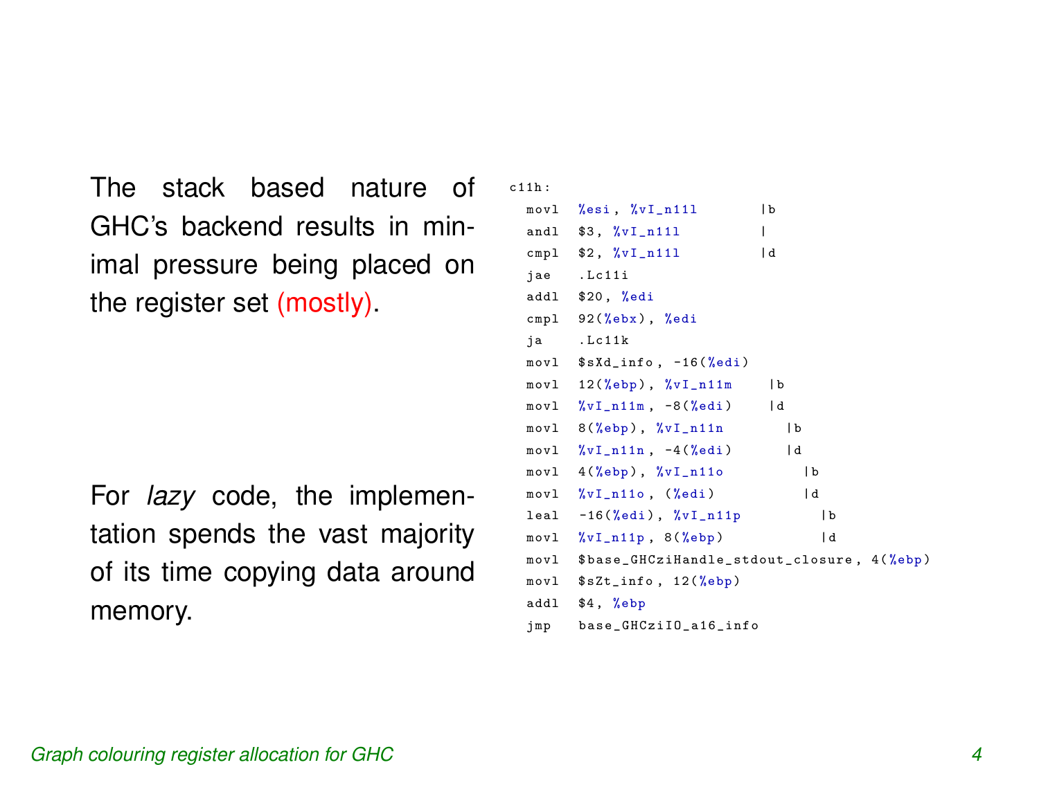The stack based nature of GHC's backend results in minimal pressure being placed on the register set (mostly).

For *lazy* code, the implementation spends the vast majority of its time copying data around memory.

```
c11h:
  movl  %esi, %vI_n11l        |b
  andl  $3, %vI_n11l          |
  cmpl  $2, %vI_n11l          |d
  jae   .Lc11i
  addl  $20, %edi
  cmpl  92(%ebx), %edi
  ja    .Lc11k
  movl  $sXd_info, -16(%edi)
  movl  12(%ebp), %vI_n11m     |b
  movl  %vI_n11m, -8(%edi)     |d
  movl  8(%ebp), %vI_n11n        |b
  movl  %vI_n11n, -4(%edi)       |d
  movl  4(%ebp), %vI_n11o          |b
  movl  %vI_n11o, (%edi)           |d
  leal  -16(%edi), %vI_n11p          |b
  movl  %vI_n11p, 8(%ebp)            |d
  movl  $base_GHCziHandle_stdout_closure, 4(%ebp)
  movl  $sZt_info, 12(%ebp)
  addl  $4, %ebp
  jmp   base_GHCziIO_a16_info
```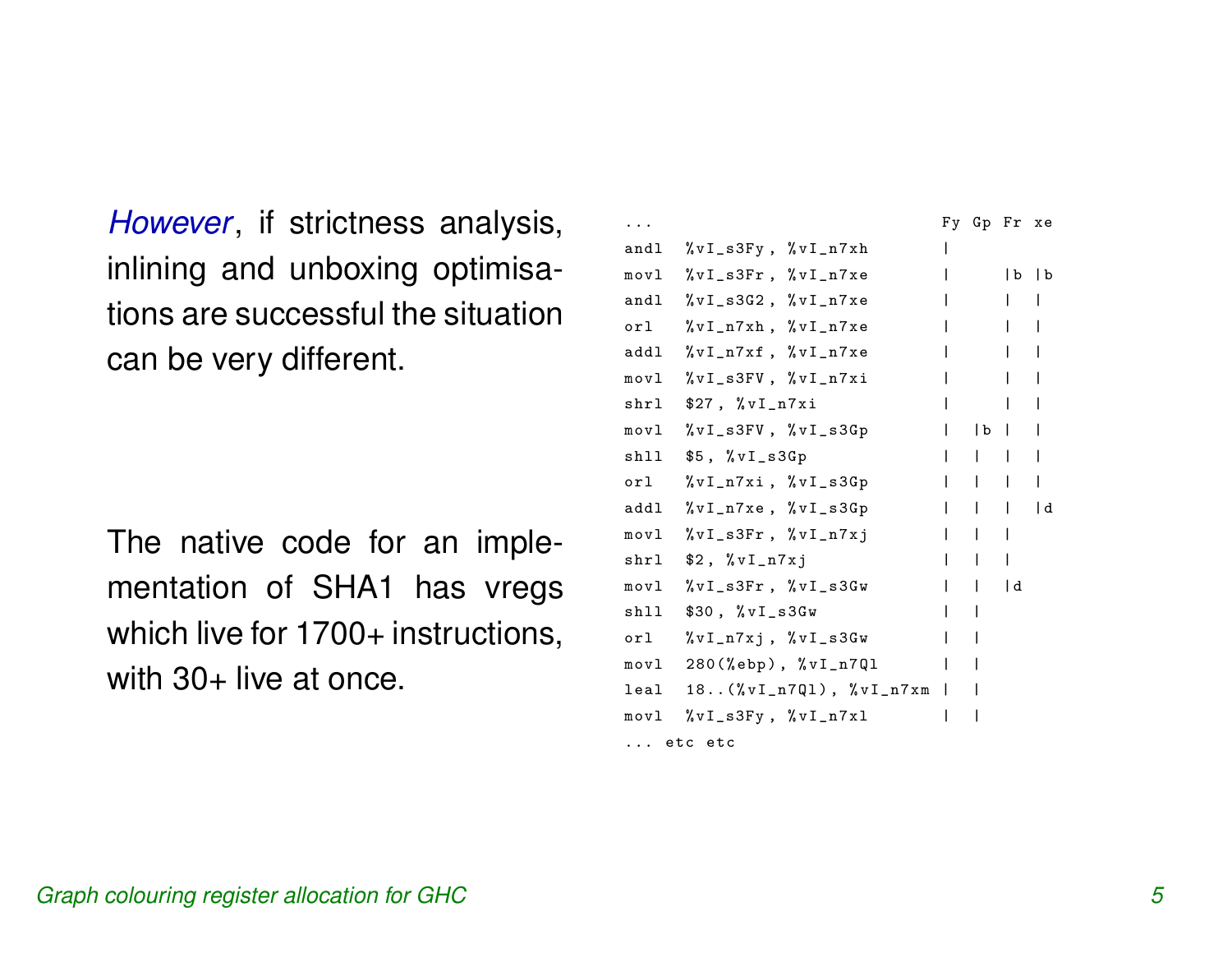*However*, if strictness analysis, inlining and unboxing optimisations are successful the situation can be very different.

The native code for an implementation of SHA1 has vregs which live for 1700+ instructions, with 30+ live at once.

```
...                                    Fy  Gp  Fr  xe
andl  %vI_s3Fy, %vI_n7xh               |
movl  %vI_s3Fr, %vI_n7xe               |       |b  |b
andl  %vI_s3G2, %vI_n7xe               |       |   |
orl   %vI_n7xh, %vI_n7xe               |       |   |
addl  %vI_n7xf, %vI_n7xe               |       |   |
movl  %vI_s3FV, %vI_n7xi               |       |   |
shrl  $27, %vI_n7xi                    |       |   |
movl  %vI_s3FV, %vI_s3Gp               |   |b  |   |
shll  $5, %vI_s3Gp                     |   |   |   |
orl   %vI_n7xi, %vI_s3Gp               |   |   |   |
addl  %vI_n7xe, %vI_s3Gp               |   |   |   |d
movl  %vI_s3Fr, %vI_n7xj               |   |   |
shrl  $2, %vI_n7xj                     |   |   |
movl  %vI_s3Fr, %vI_s3Gw               |   |   |d
shll  $30, %vI_s3Gw                    |   |
orl   %vI_n7xj, %vI_s3Gw               |   |
movl  280(%ebp), %vI_n7Ql              |   |
leal  18..(%vI_n7Ql), %vI_n7xm         |   |
movl  %vI_s3Fy, %vI_n7xl               |   |
... etc etc
```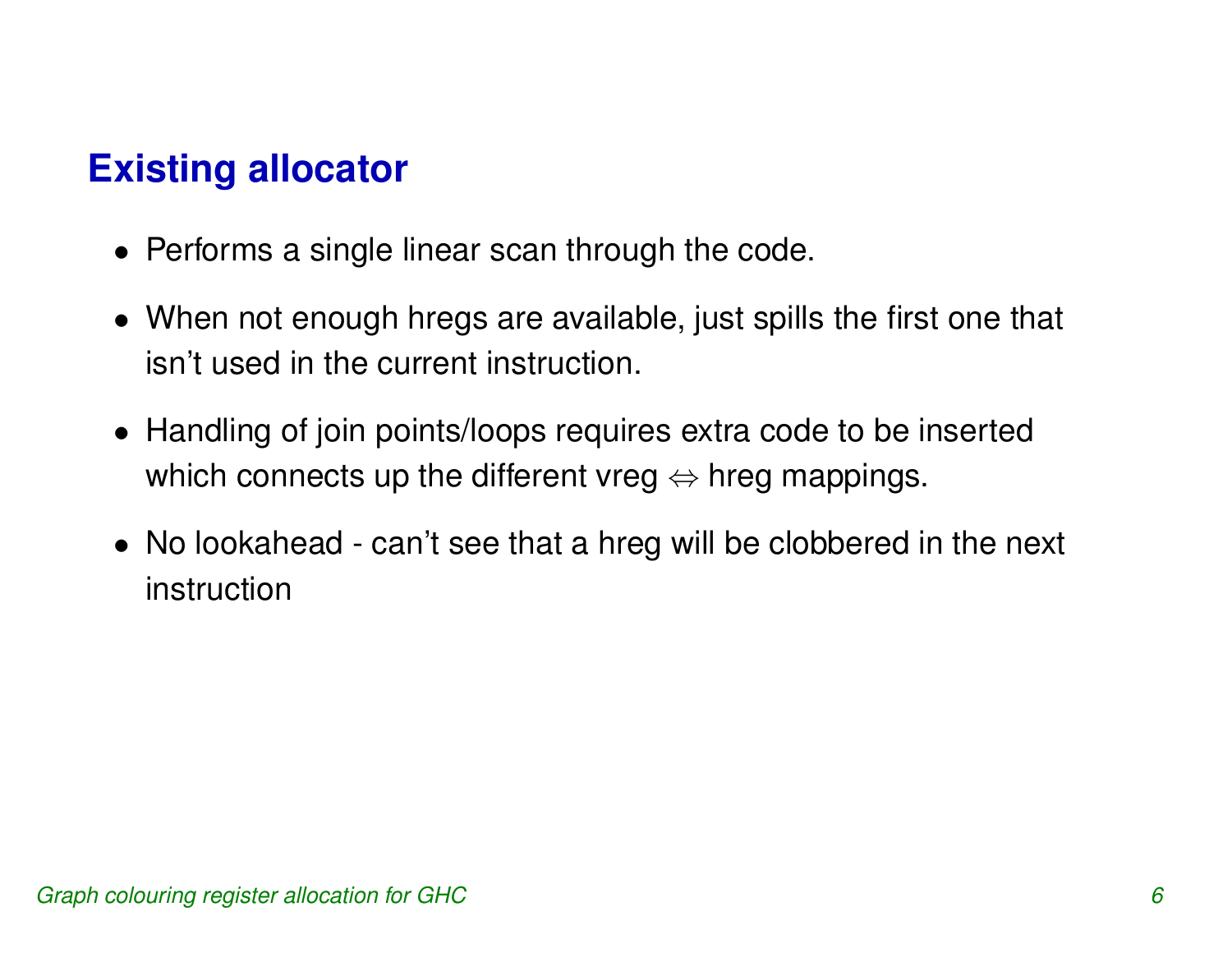## Existing allocator

- Performs a single linear scan through the code.
- When not enough hregs are available, just spills the first one that isn't used in the current instruction.
- Handling of join points/loops requires extra code to be inserted which connects up the different vreg $\Leftrightarrow$ hreg mappings.
- No lookahead - can't see that a hreg will be clobbered in the next instruction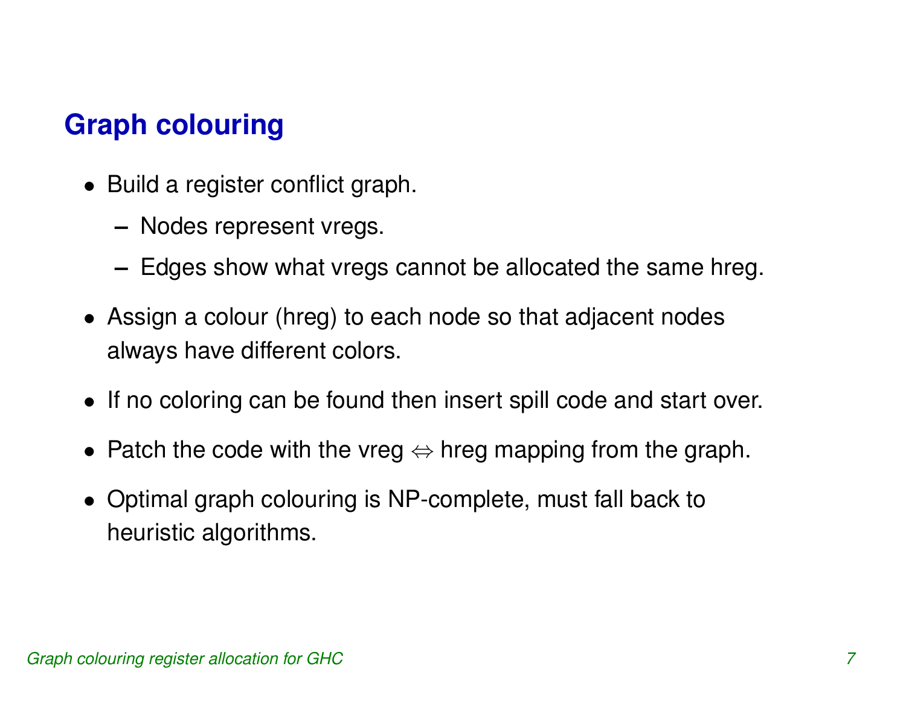## Graph colouring

- Build a register conflict graph.
  - Nodes represent vregs.
  - Edges show what vregs cannot be allocated the same hreg.
- Assign a colour (hreg) to each node so that adjacent nodes always have different colors.
- If no coloring can be found then insert spill code and start over.
- Patch the code with the vreg $\Leftrightarrow$ hreg mapping from the graph.
- Optimal graph colouring is NP-complete, must fall back to heuristic algorithms.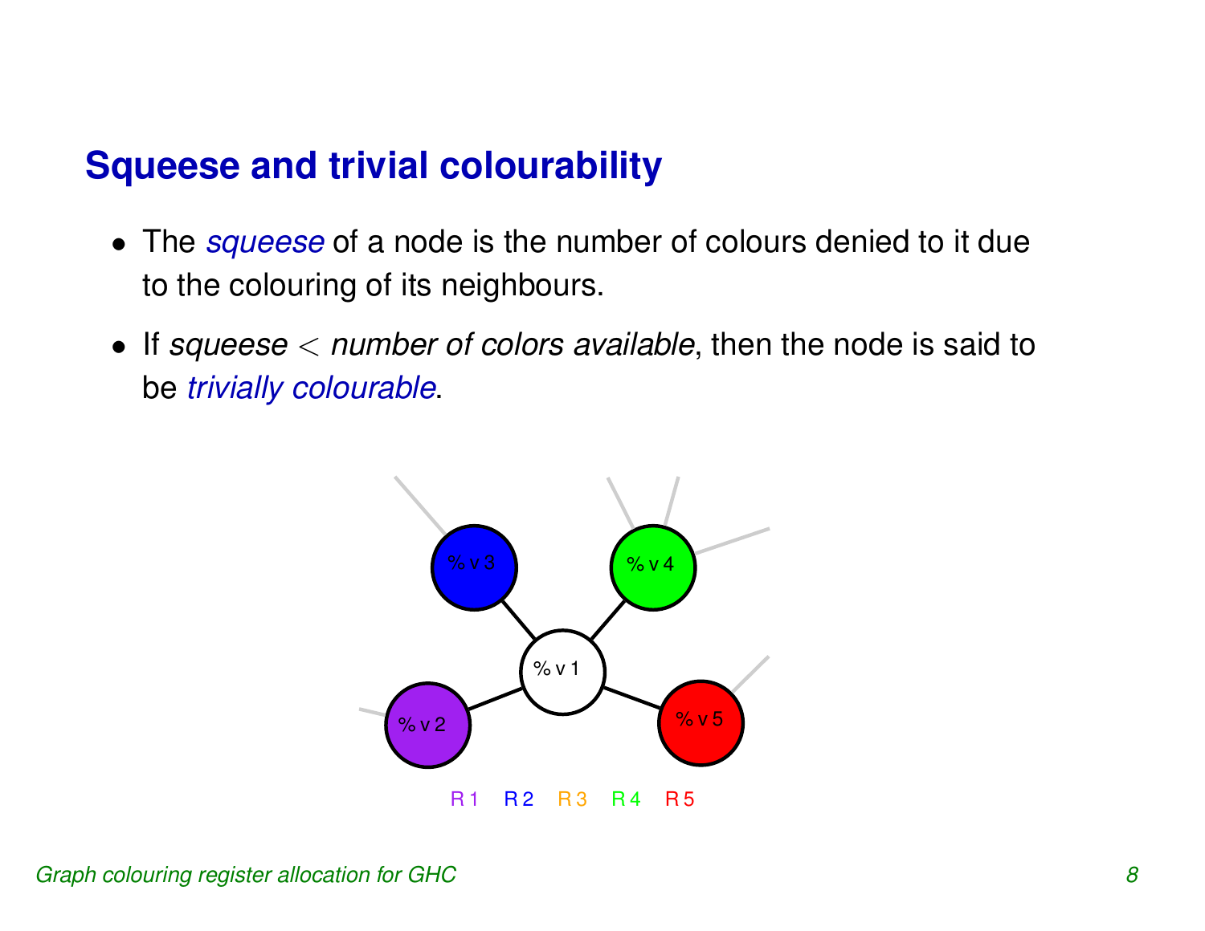## Squeese and trivial colourability

- The *squeese* of a node is the number of colours denied to it due to the colouring of its neighbours.
- If *squeese* $<$ *number of colors available*, then the node is said to be *trivially colourable*.

%v3 %v4 %v1 %v2 %v5

R1 R2 R3 R4 R5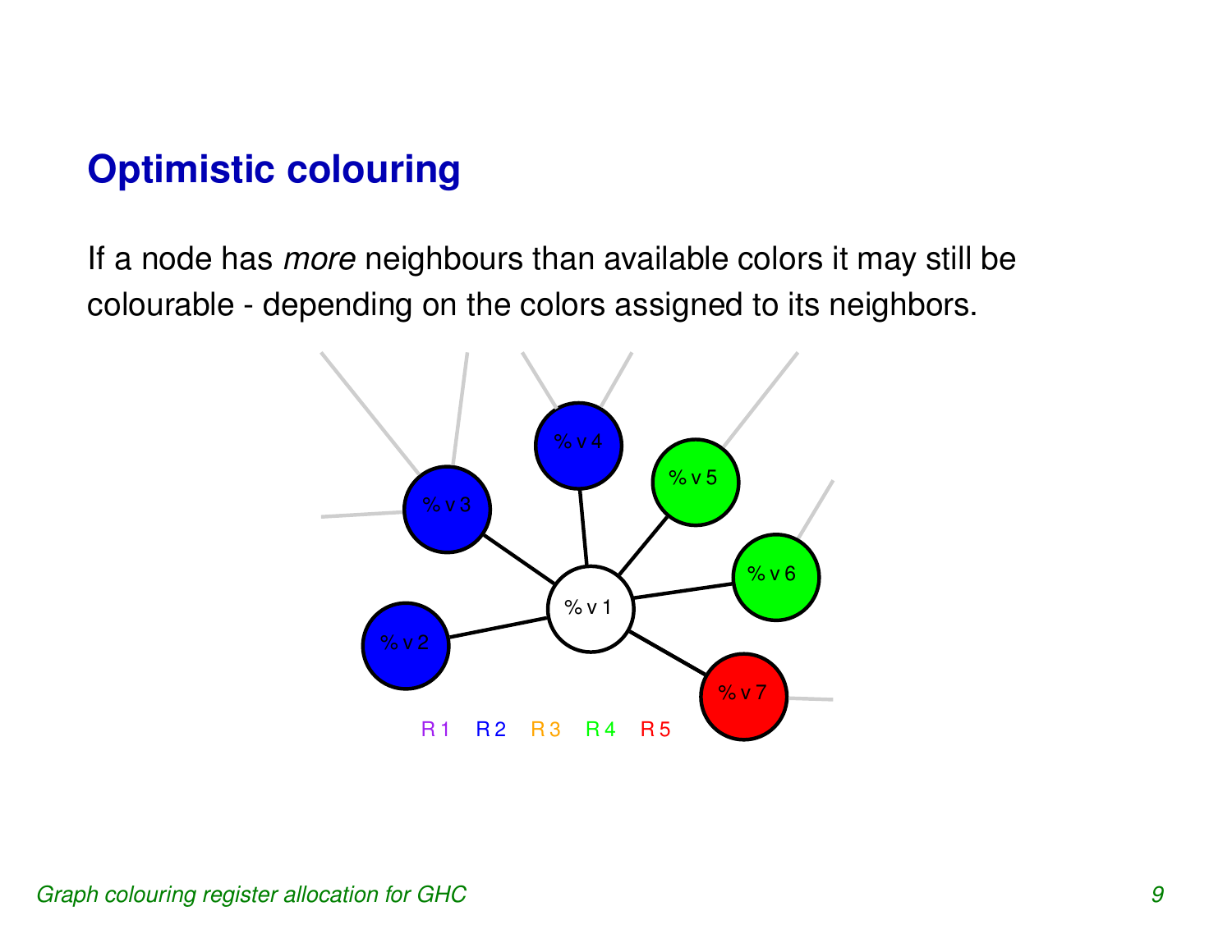# Optimistic colouring

If a node has *more* neighbours than available colors it may still be colourable - depending on the colors assigned to its neighbors.

%v3 %v4 %v5 %v6 %v1 %v2 %v7

R1 R2 R3 R4 R5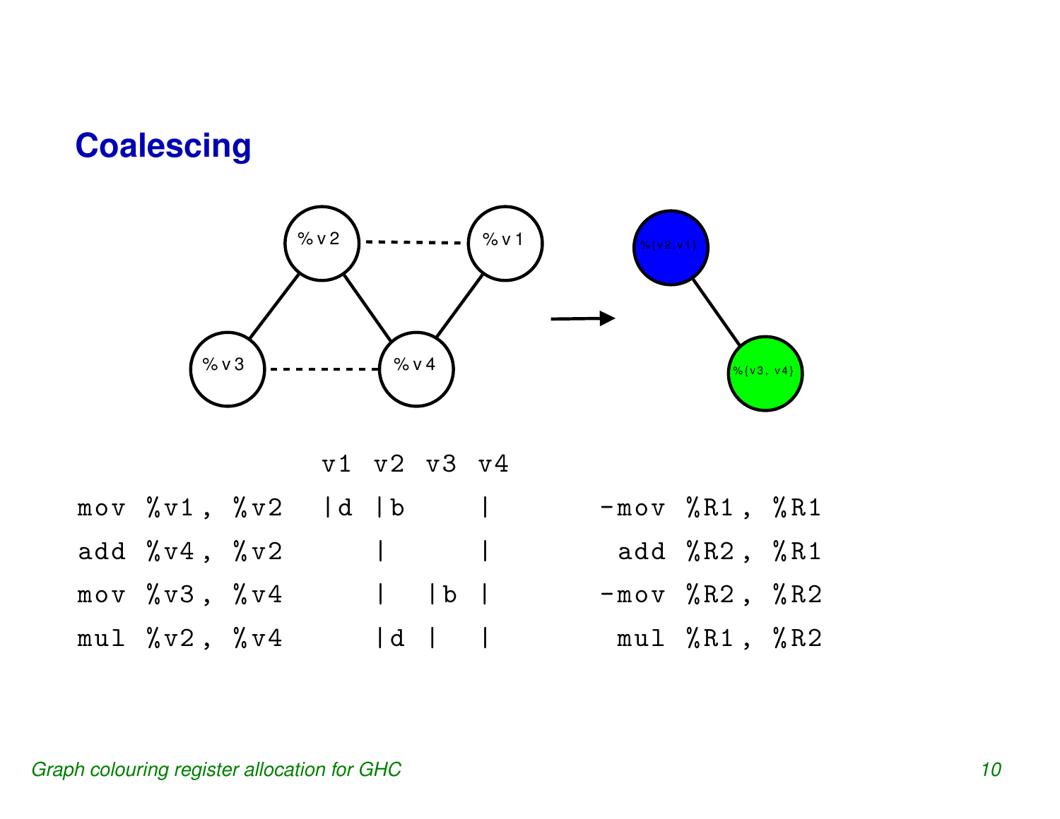## Coalescing

```
                  v1  v2  v3  v4
mov %v1, %v2     |d  |b      |        -mov %R1, %R1
add %v4, %v2         |       |         add %R2, %R1
mov %v3, %v4         |   |b  |        -mov %R2, %R2
mul %v2, %v4         |d  |   |         mul %R1, %R2
```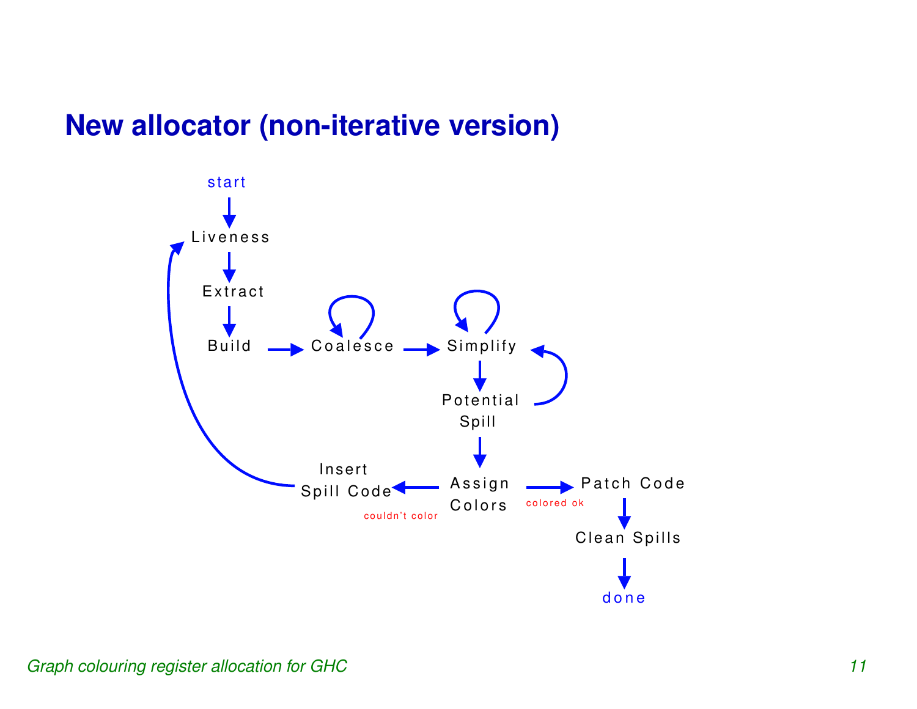# New allocator (non-iterative version)

start

Liveness

Extract

Build

Coalesce

Simplify

Potential Spill

Assign Colors

Insert Spill Code

couldn't color

colored ok

Patch Code

Clean Spills

done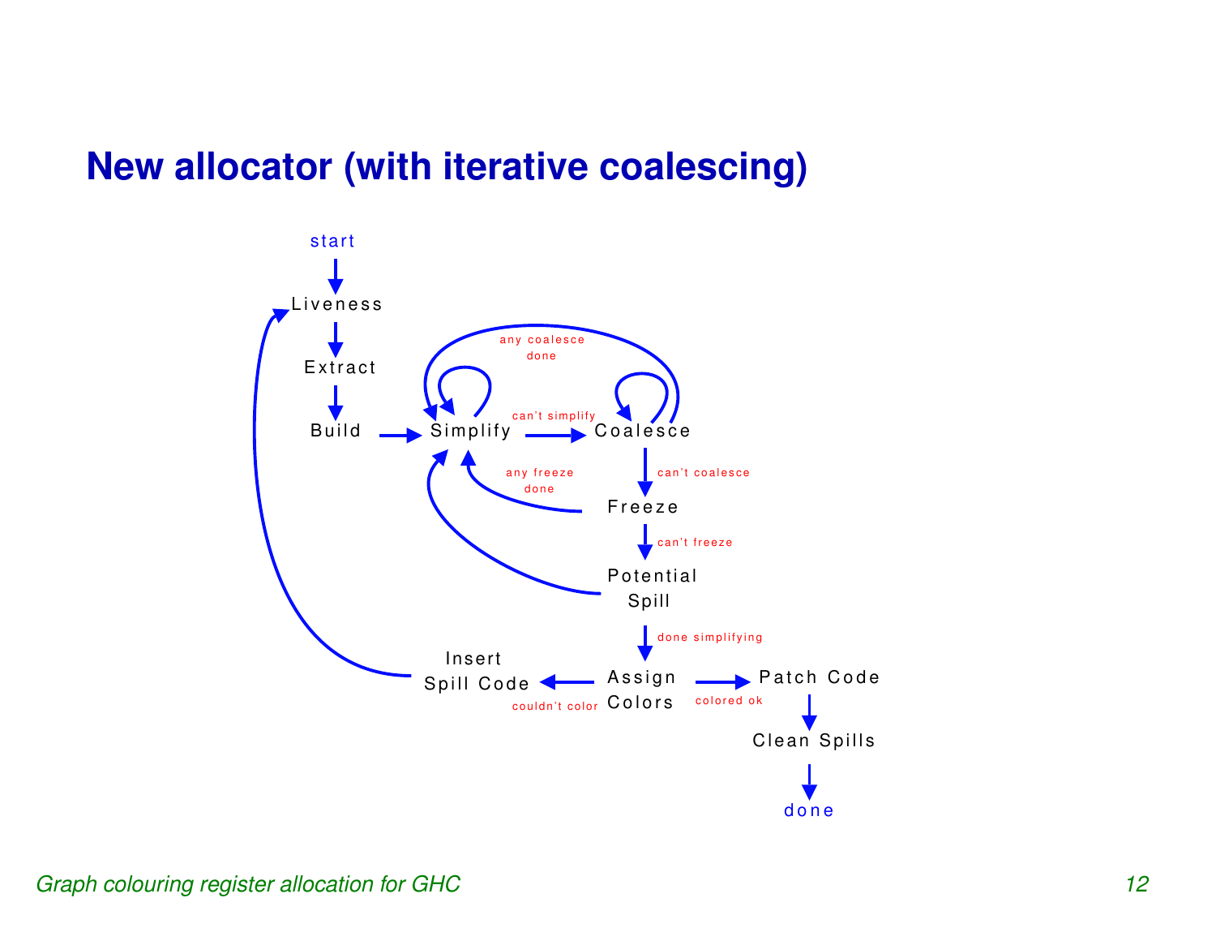# New allocator (with iterative coalescing)

start

Liveness

Extract

Build

Simplify

can't simplify

Coalesce

any coalesce done

can't coalesce

Freeze

any freeze done

can't freeze

Potential Spill

done simplifying

Assign Colors

couldn't color

Insert Spill Code

colored ok

Patch Code

Clean Spills

done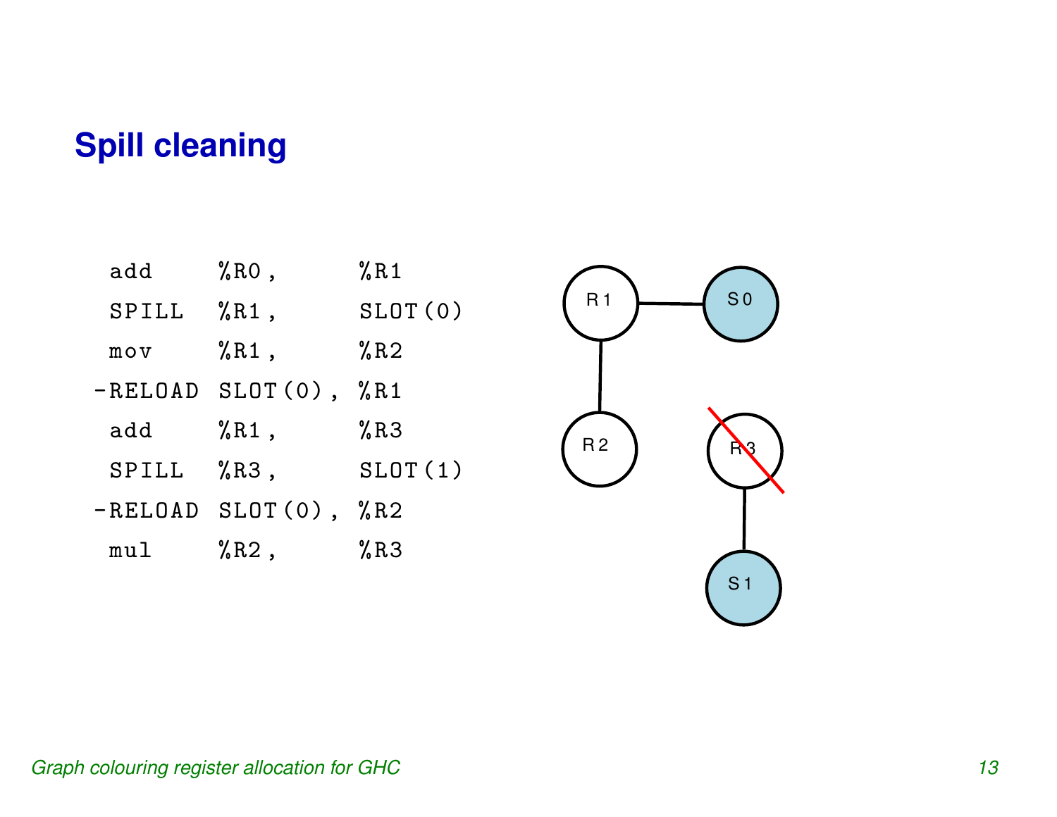## Spill cleaning

```
 add     %R0,     %R1
 SPILL   %R1,     SLOT(0)
 mov     %R1,     %R2
-RELOAD  SLOT(0), %R1
 add     %R1,     %R3
 SPILL   %R3,     SLOT(1)
-RELOAD  SLOT(0), %R2
 mul     %R2,     %R3
```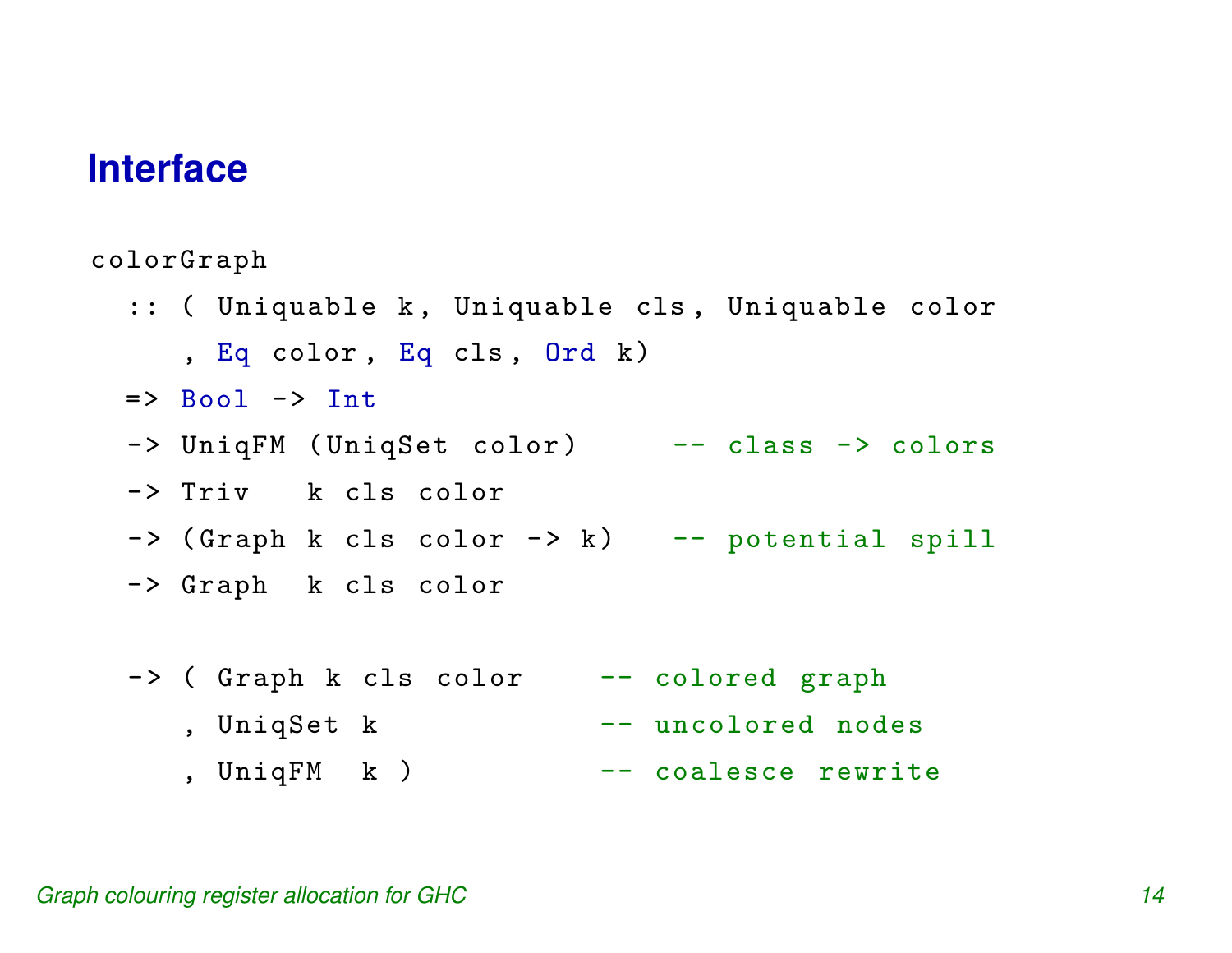## Interface

```
colorGraph
  :: ( Uniquable k, Uniquable cls, Uniquable color
     , Eq color, Eq cls, Ord k)
  => Bool -> Int
  -> UniqFM (UniqSet color)      -- class -> colors
  -> Triv   k cls color
  -> (Graph k cls color -> k)    -- potential spill
  -> Graph  k cls color

  -> ( Graph k cls color     -- colored graph
     , UniqSet k             -- uncolored nodes
     , UniqFM  k )           -- coalesce rewrite
```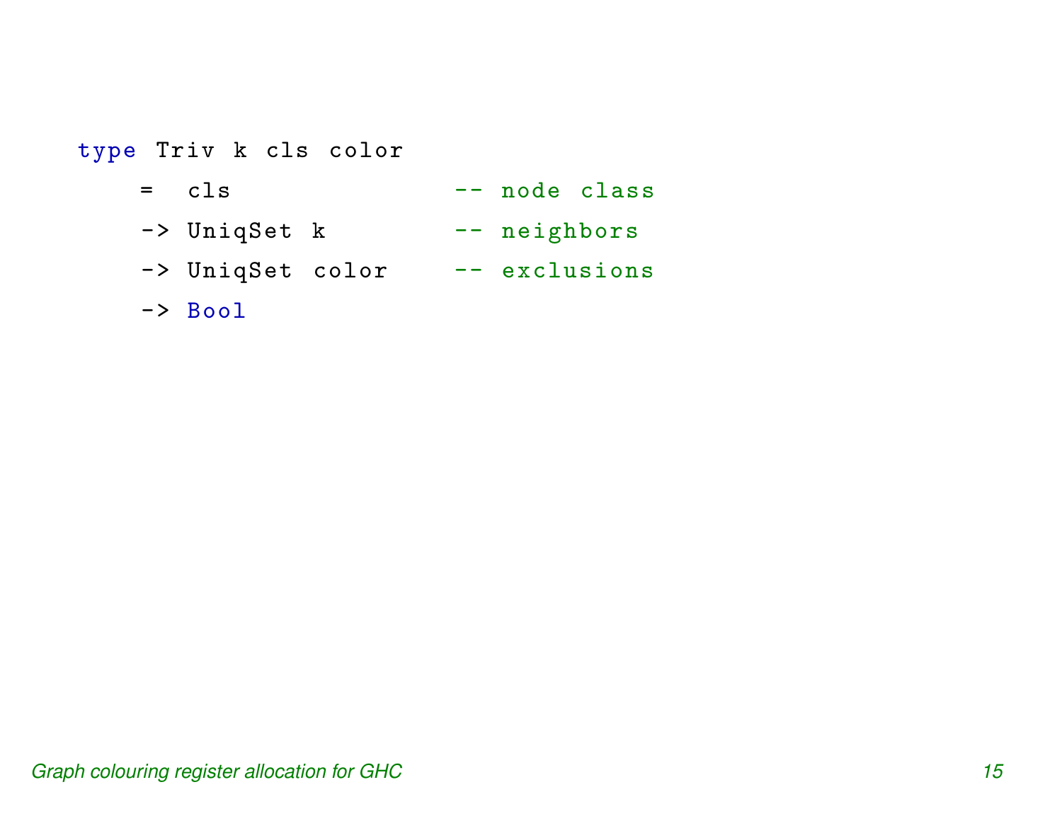```haskell
type Triv k cls color
    =  cls                  -- node class
    -> UniqSet k            -- neighbors
    -> UniqSet color        -- exclusions
    -> Bool
```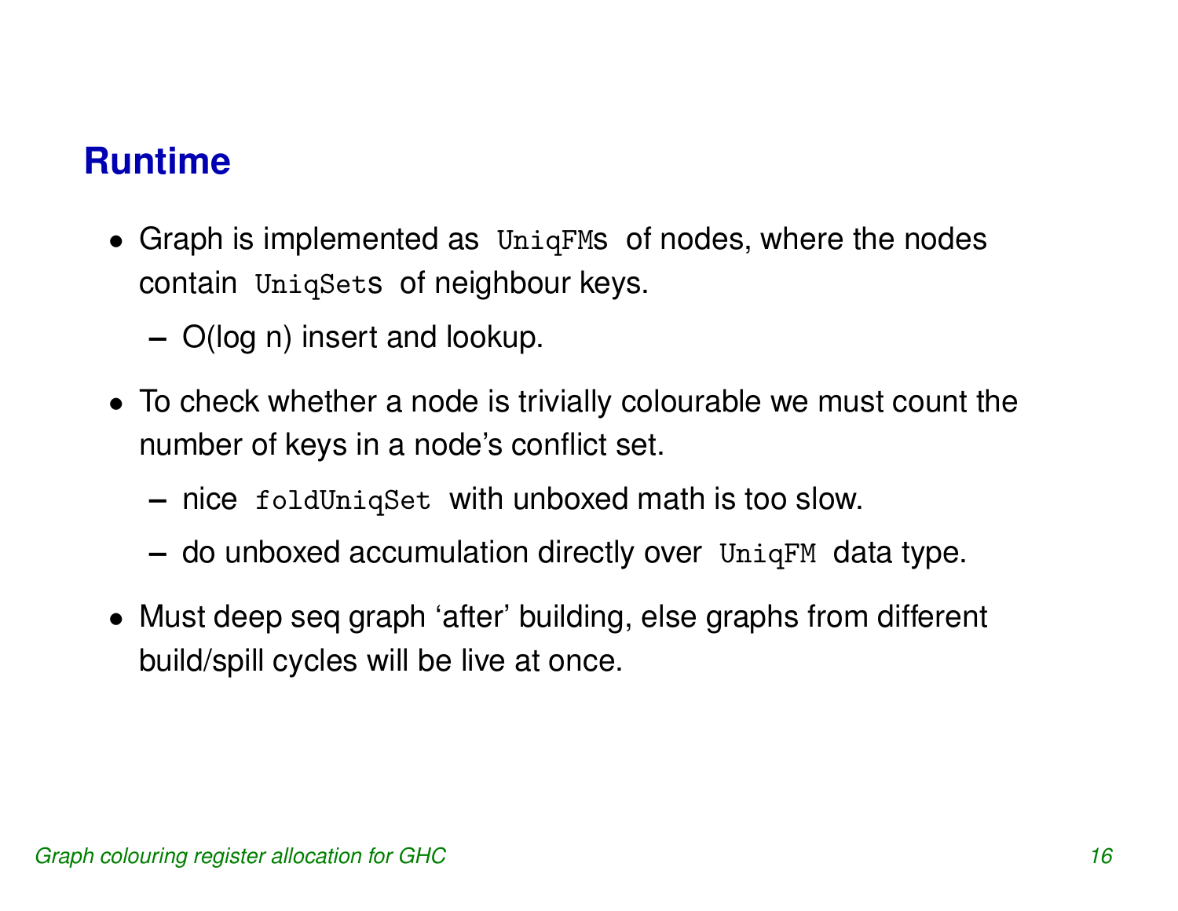## Runtime

- Graph is implemented as `UniqFM`s of nodes, where the nodes contain `UniqSet`s of neighbour keys.
  - O(log n) insert and lookup.
- To check whether a node is trivially colourable we must count the number of keys in a node's conflict set.
  - nice `foldUniqSet` with unboxed math is too slow.
  - do unboxed accumulation directly over `UniqFM` data type.
- Must deep seq graph 'after' building, else graphs from different build/spill cycles will be live at once.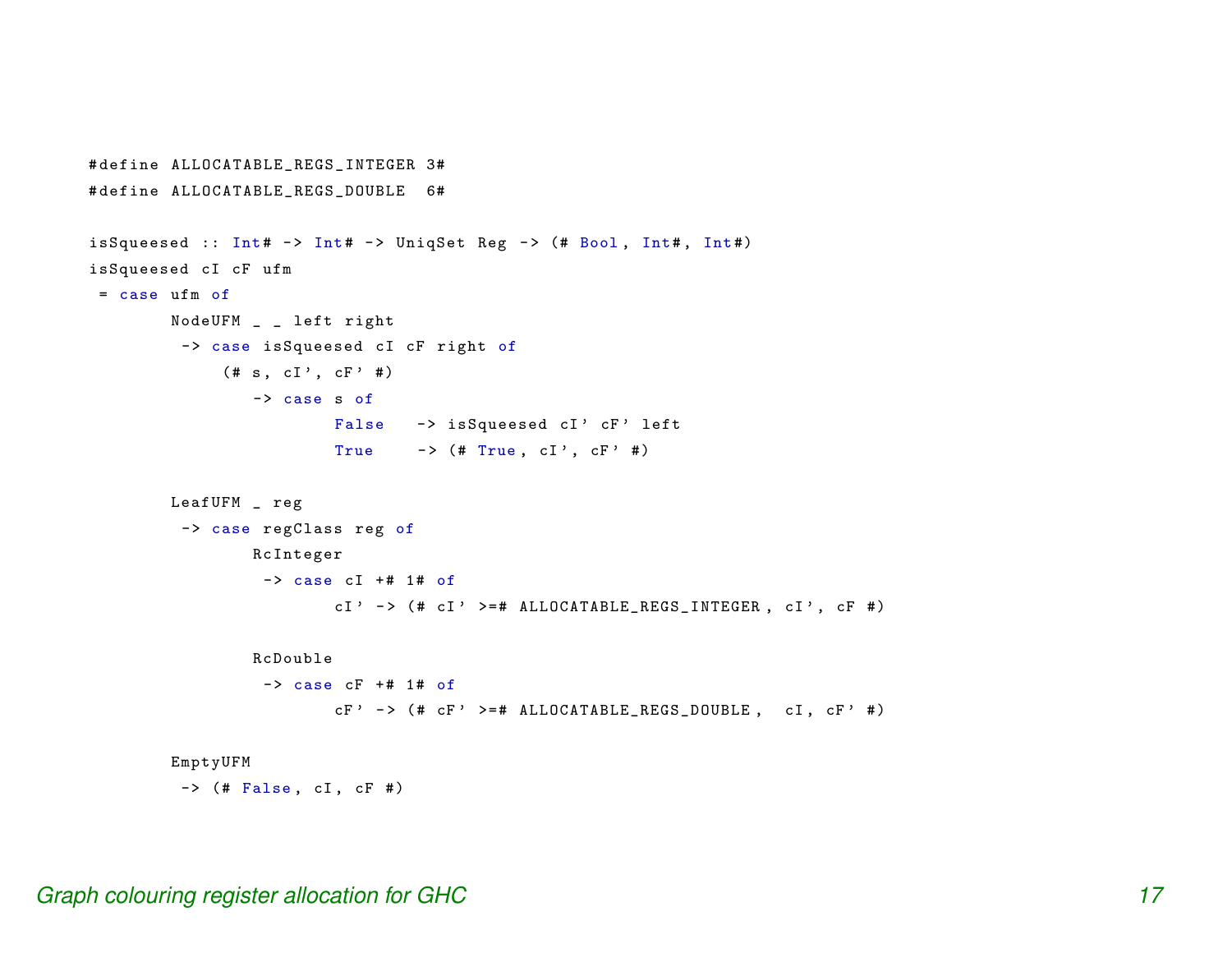```haskell
#define ALLOCATABLE_REGS_INTEGER 3#
#define ALLOCATABLE_REGS_DOUBLE  6#

isSqueesed :: Int# -> Int# -> UniqSet Reg -> (# Bool, Int#, Int#)
isSqueesed cI cF ufm
 = case ufm of
        NodeUFM _ _ left right
         -> case isSqueesed cI cF right of
             (# s, cI', cF' #)
                -> case s of
                        False   -> isSqueesed cI' cF' left
                        True    -> (# True, cI', cF' #)

        LeafUFM _ reg
         -> case regClass reg of
                RcInteger
                 -> case cI +# 1# of
                        cI' -> (# cI' >=# ALLOCATABLE_REGS_INTEGER, cI', cF #)

                RcDouble
                 -> case cF +# 1# of
                        cF' -> (# cF' >=# ALLOCATABLE_REGS_DOUBLE,  cI, cF' #)

        EmptyUFM
         -> (# False, cI, cF #)
```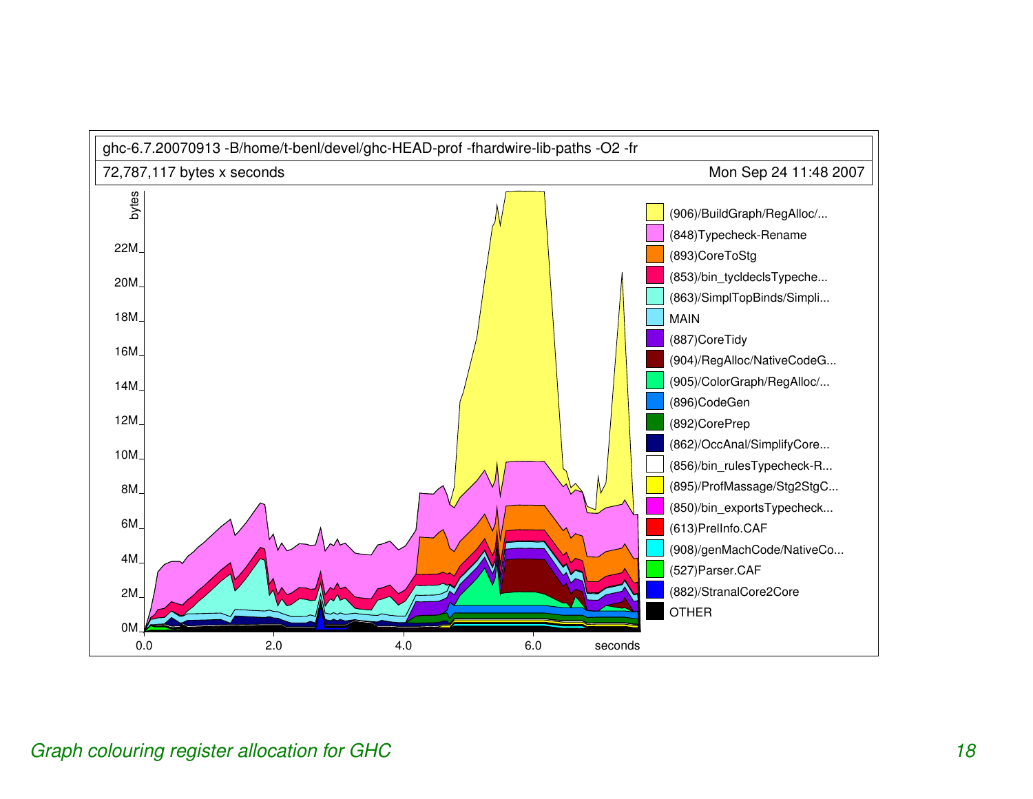ghc-6.7.20070913 -B/home/t-benl/devel/ghc-HEAD-prof -fhardwire-lib-paths -O2 -fr

72,787,117 bytes x seconds — Mon Sep 24 11:48 2007

Legend:

- (906)/BuildGraph/RegAlloc/...
- (848)Typecheck-Rename
- (893)CoreToStg
- (853)/bin_tycldeclsTypeche...
- (863)/SimplTopBinds/Simpli...
- MAIN
- (887)CoreTidy
- (904)/RegAlloc/NativeCodeG...
- (905)/ColorGraph/RegAlloc/...
- (896)CodeGen
- (892)CorePrep
- (862)/OccAnal/SimplifyCore...
- (856)/bin_rulesTypecheck-R...
- (895)/ProfMassage/Stg2StgC...
- (850)/bin_exportsTypecheck...
- (613)PrelInfo.CAF
- (908)/genMachCode/NativeCo...
- (527)Parser.CAF
- (882)/StranalCore2Core
- OTHER

Y-axis: bytes (0M–22M); X-axis: seconds (0.0–6.0)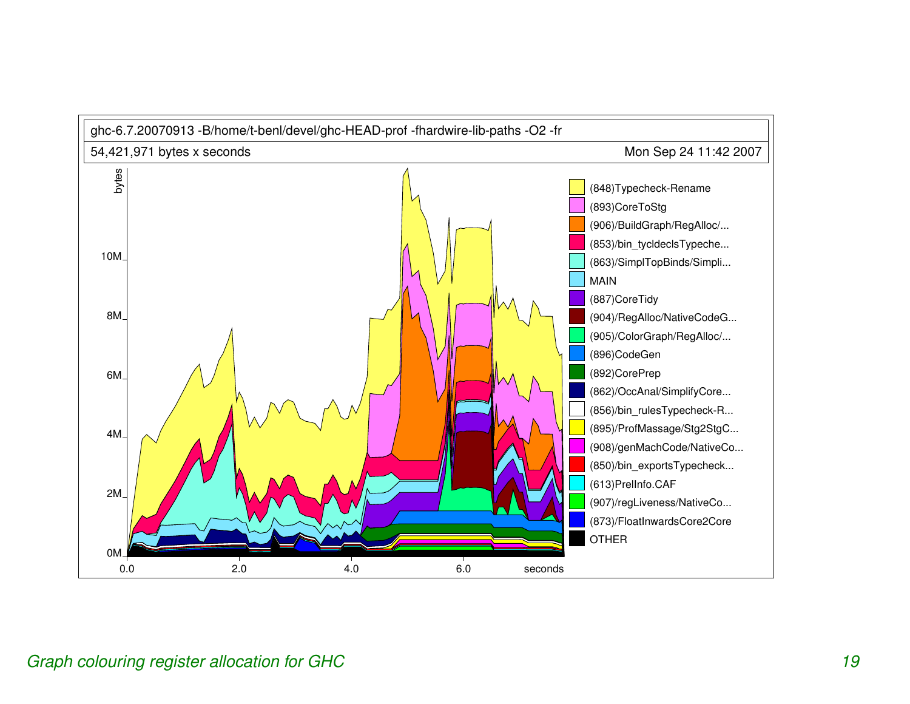ghc-6.7.20070913 -B/home/t-benl/devel/ghc-HEAD-prof -fhardwire-lib-paths -O2 -fr

54,421,971 bytes x seconds — Mon Sep 24 11:42 2007

- (848)Typecheck-Rename
- (893)CoreToStg
- (906)/BuildGraph/RegAlloc/...
- (853)/bin_tycldeclsTypeche...
- (863)/SimplTopBinds/Simpli...
- MAIN
- (887)CoreTidy
- (904)/RegAlloc/NativeCodeG...
- (905)/ColorGraph/RegAlloc/...
- (896)CodeGen
- (892)CorePrep
- (862)/OccAnal/SimplifyCore...
- (856)/bin_rulesTypecheck-R...
- (895)/ProfMassage/Stg2StgC...
- (908)/genMachCode/NativeCo...
- (850)/bin_exportsTypecheck...
- (613)PrelInfo.CAF
- (907)/regLiveness/NativeCo...
- (873)/FloatInwardsCore2Core
- OTHER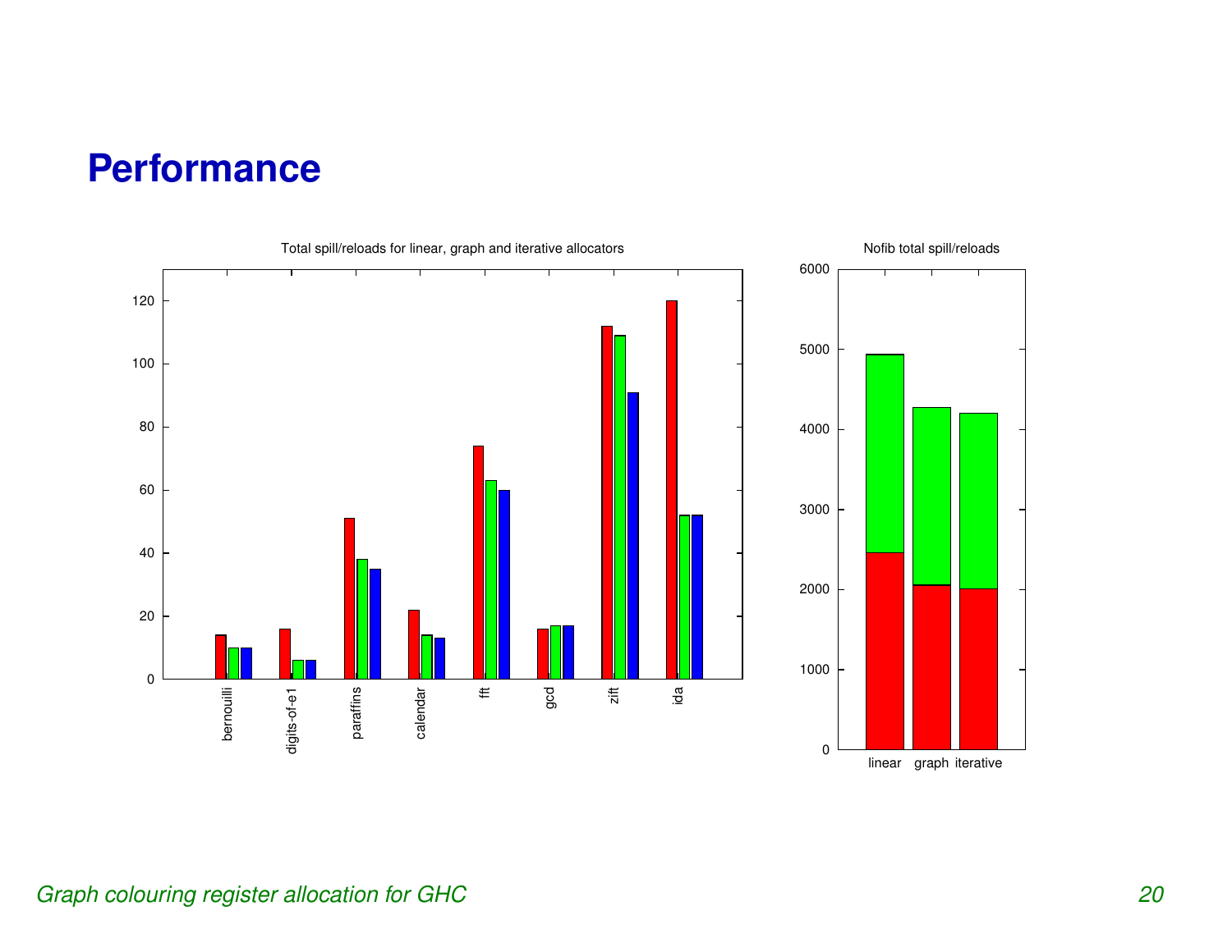# Performance

Total spill/reloads for linear, graph and iterative allocators

Nofib total spill/reloads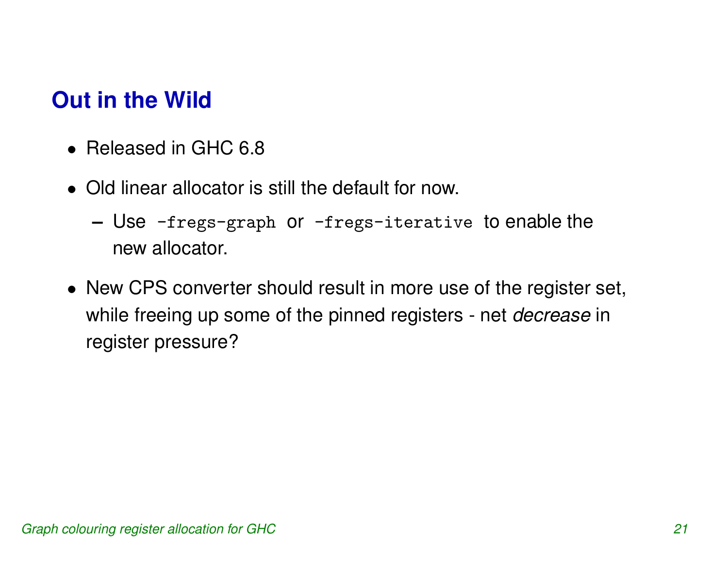## Out in the Wild

- Released in GHC 6.8
- Old linear allocator is still the default for now.
  - Use `-fregs-graph` or `-fregs-iterative` to enable the new allocator.
- New CPS converter should result in more use of the register set, while freeing up some of the pinned registers - net *decrease* in register pressure?